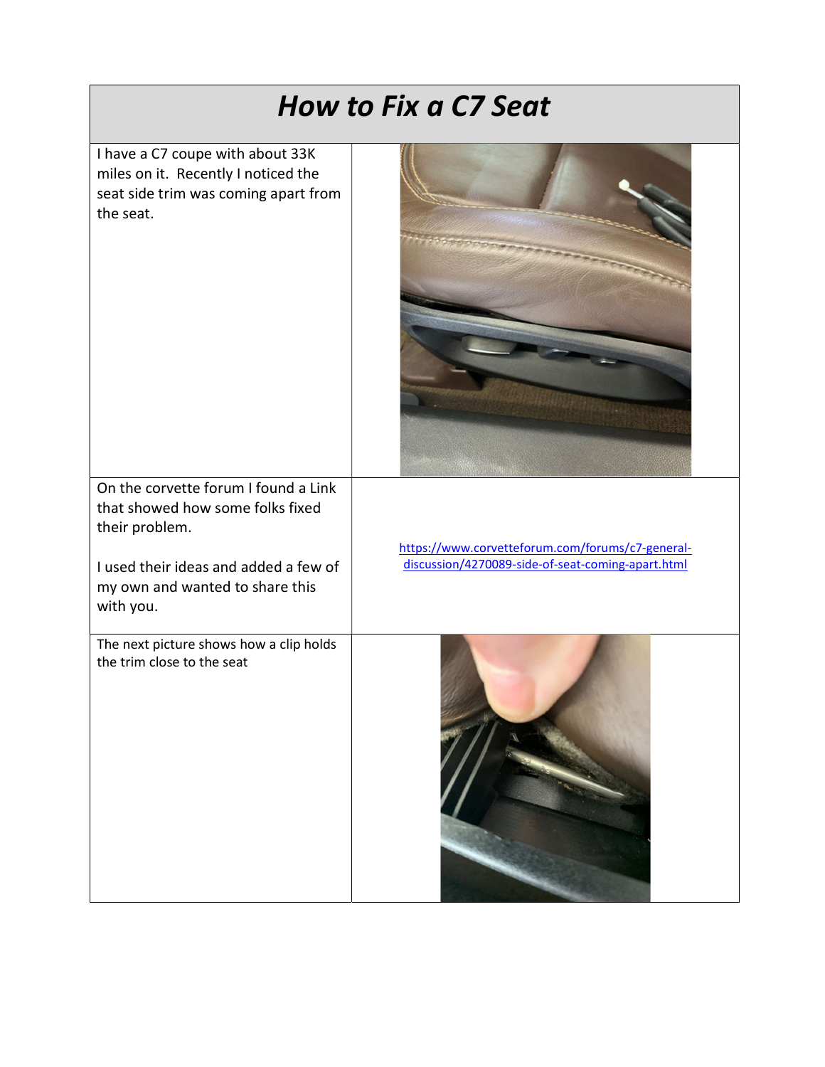# *How to Fix a C7 Seat*

I have a C7 coupe with about 33K miles on it. Recently I noticed the seat side trim was coming apart from the seat.

On the corvette forum I found a Link that showed how some folks fixed their problem.

I used their ideas and added a few of my own and wanted to share this with you.

https://www.corvetteforum.com/forums/c7-general-discussion/4270089-side-of-seat-coming-apart.html

The next picture shows how a clip holds the trim close to the seat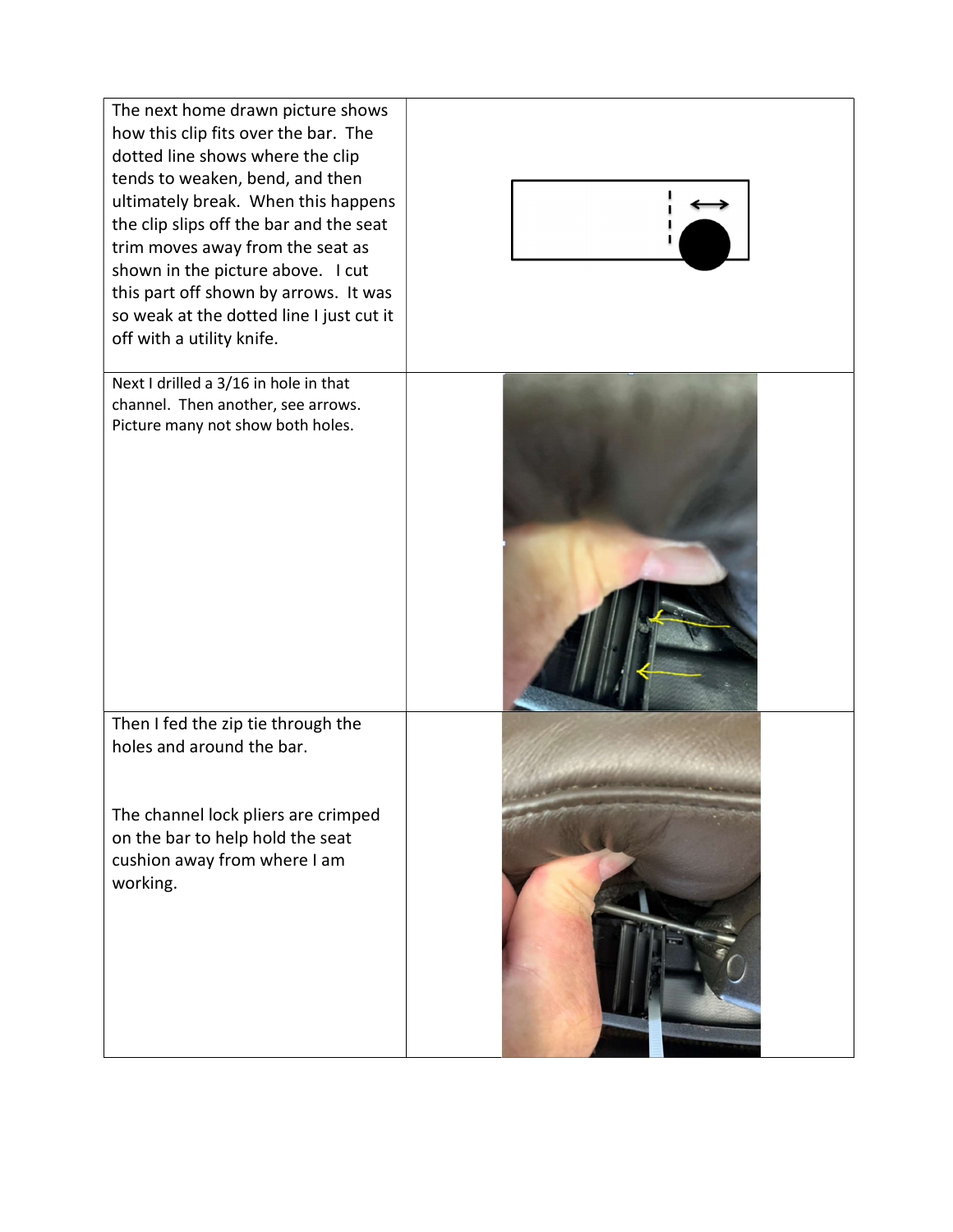| | |
|---|---|
| The next home drawn picture shows how this clip fits over the bar. The dotted line shows where the clip tends to weaken, bend, and then ultimately break. When this happens the clip slips off the bar and the seat trim moves away from the seat as shown in the picture above. I cut this part off shown by arrows. It was so weak at the dotted line I just cut it off with a utility knife. | |
| Next I drilled a 3/16 in hole in that channel. Then another, see arrows. Picture many not show both holes. | |
| Then I fed the zip tie through the holes and around the bar.<br><br>The channel lock pliers are crimped on the bar to help hold the seat cushion away from where I am working. | |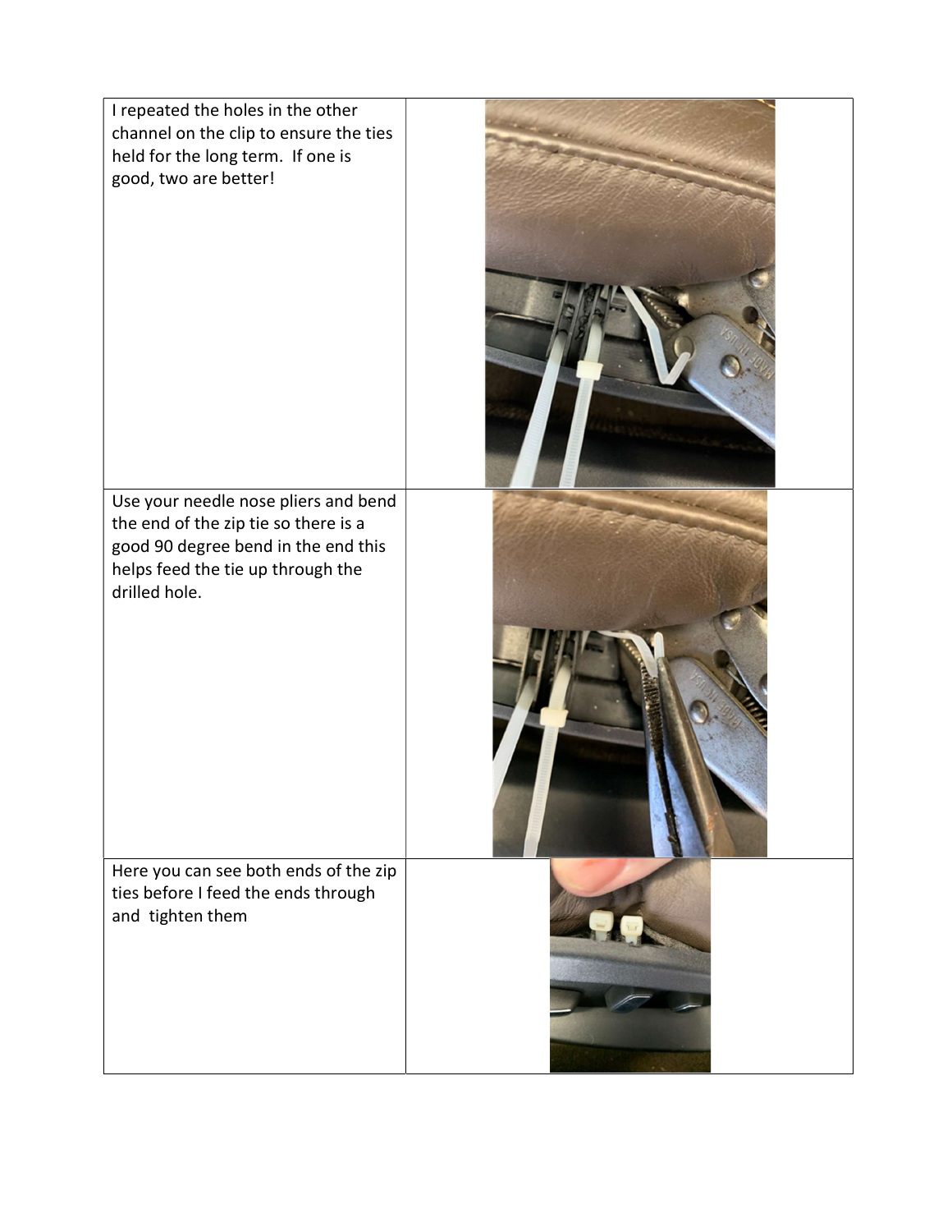| | |
|---|---|
| I repeated the holes in the other channel on the clip to ensure the ties held for the long term. If one is good, two are better! | |
| Use your needle nose pliers and bend the end of the zip tie so there is a good 90 degree bend in the end this helps feed the tie up through the drilled hole. | |
| Here you can see both ends of the zip ties before I feed the ends through and tighten them | |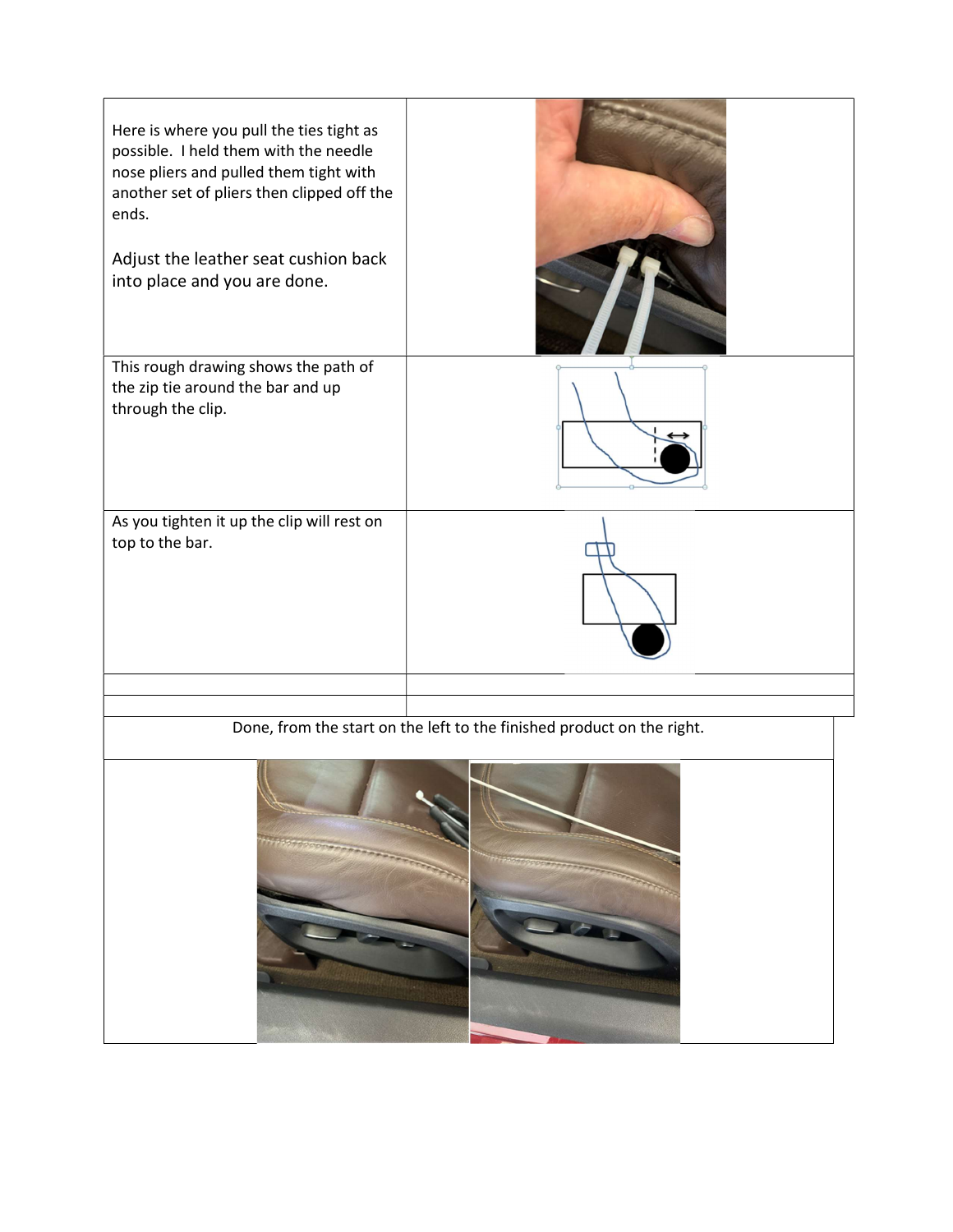| | |
|---|---|
| Here is where you pull the ties tight as possible. I held them with the needle nose pliers and pulled them tight with another set of pliers then clipped off the ends.<br><br>Adjust the leather seat cushion back into place and you are done. | |
| This rough drawing shows the path of the zip tie around the bar and up through the clip. | |
| As you tighten it up the clip will rest on top to the bar. | |
| | |
| | |

Done, from the start on the left to the finished product on the right.